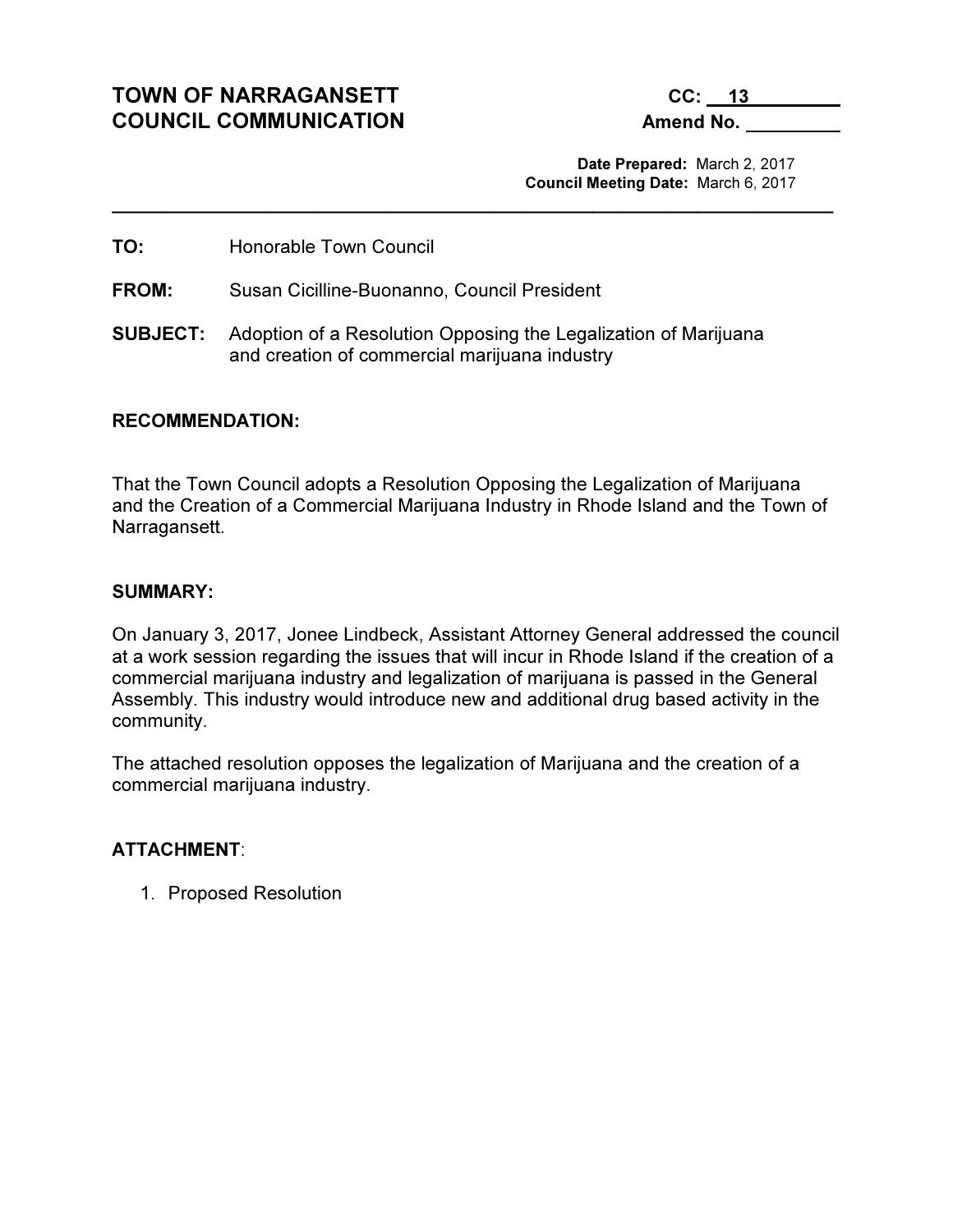**TOWN OF NARRAGANSETT**
**COUNCIL COMMUNICATION**

**CC:** 13
**Amend No.** ______

**Date Prepared:** March 2, 2017
**Council Meeting Date:** March 6, 2017

---

**TO:** Honorable Town Council

**FROM:** Susan Cicilline-Buonanno, Council President

**SUBJECT:** Adoption of a Resolution Opposing the Legalization of Marijuana and creation of commercial marijuana industry

**RECOMMENDATION:**

That the Town Council adopts a Resolution Opposing the Legalization of Marijuana and the Creation of a Commercial Marijuana Industry in Rhode Island and the Town of Narragansett.

**SUMMARY:**

On January 3, 2017, Jonee Lindbeck, Assistant Attorney General addressed the council at a work session regarding the issues that will incur in Rhode Island if the creation of a commercial marijuana industry and legalization of marijuana is passed in the General Assembly. This industry would introduce new and additional drug based activity in the community.

The attached resolution opposes the legalization of Marijuana and the creation of a commercial marijuana industry.

**ATTACHMENT**:

1. Proposed Resolution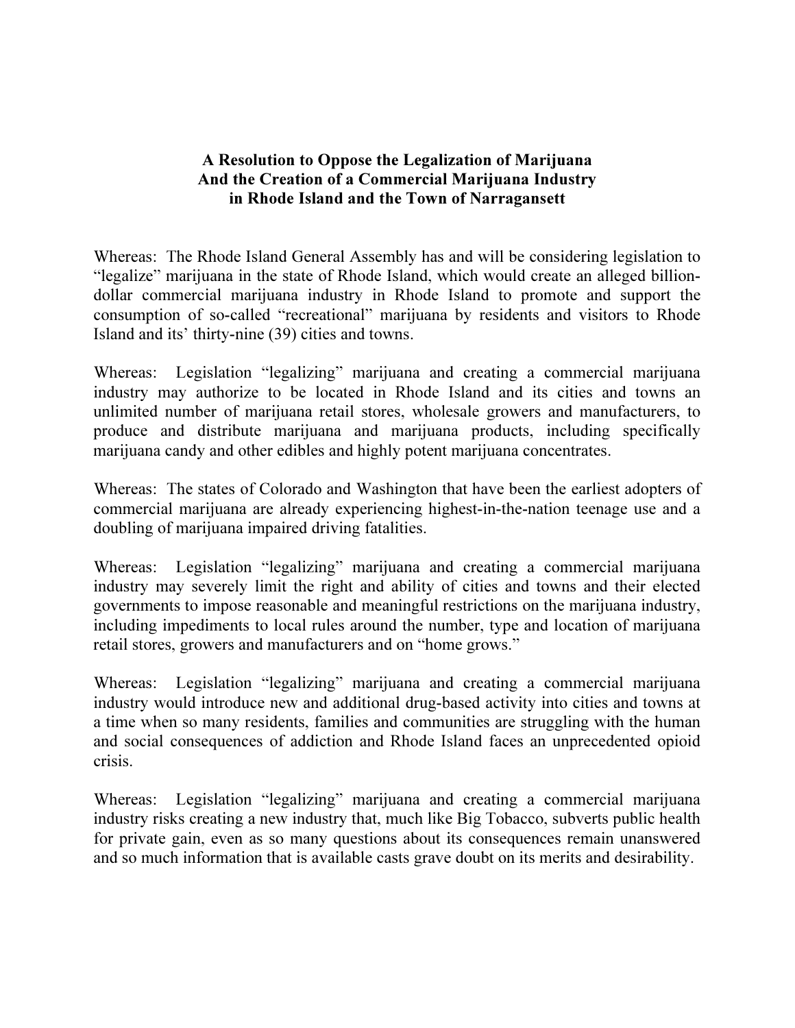**A Resolution to Oppose the Legalization of Marijuana And the Creation of a Commercial Marijuana Industry in Rhode Island and the Town of Narragansett**

Whereas: The Rhode Island General Assembly has and will be considering legislation to "legalize" marijuana in the state of Rhode Island, which would create an alleged billion-dollar commercial marijuana industry in Rhode Island to promote and support the consumption of so-called "recreational" marijuana by residents and visitors to Rhode Island and its' thirty-nine (39) cities and towns.

Whereas: Legislation "legalizing" marijuana and creating a commercial marijuana industry may authorize to be located in Rhode Island and its cities and towns an unlimited number of marijuana retail stores, wholesale growers and manufacturers, to produce and distribute marijuana and marijuana products, including specifically marijuana candy and other edibles and highly potent marijuana concentrates.

Whereas: The states of Colorado and Washington that have been the earliest adopters of commercial marijuana are already experiencing highest-in-the-nation teenage use and a doubling of marijuana impaired driving fatalities.

Whereas: Legislation "legalizing" marijuana and creating a commercial marijuana industry may severely limit the right and ability of cities and towns and their elected governments to impose reasonable and meaningful restrictions on the marijuana industry, including impediments to local rules around the number, type and location of marijuana retail stores, growers and manufacturers and on "home grows."

Whereas: Legislation "legalizing" marijuana and creating a commercial marijuana industry would introduce new and additional drug-based activity into cities and towns at a time when so many residents, families and communities are struggling with the human and social consequences of addiction and Rhode Island faces an unprecedented opioid crisis.

Whereas: Legislation "legalizing" marijuana and creating a commercial marijuana industry risks creating a new industry that, much like Big Tobacco, subverts public health for private gain, even as so many questions about its consequences remain unanswered and so much information that is available casts grave doubt on its merits and desirability.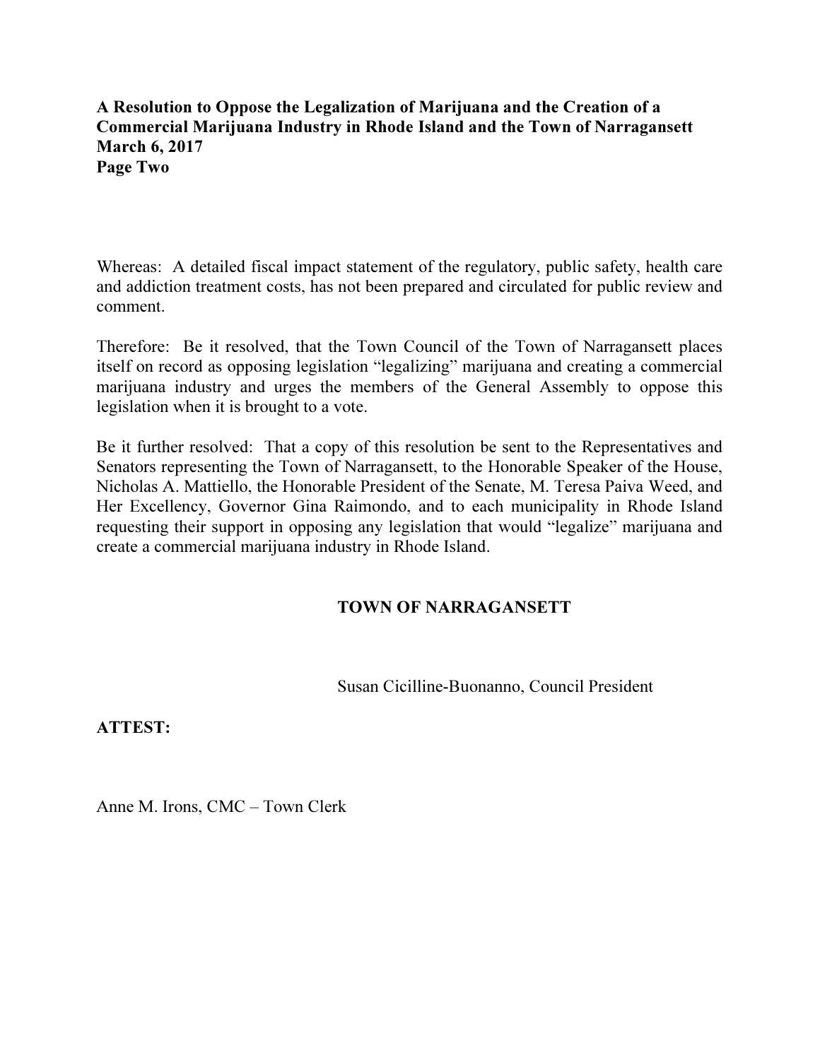Whereas: A detailed fiscal impact statement of the regulatory, public safety, health care and addiction treatment costs, has not been prepared and circulated for public review and comment.

Therefore: Be it resolved, that the Town Council of the Town of Narragansett places itself on record as opposing legislation "legalizing" marijuana and creating a commercial marijuana industry and urges the members of the General Assembly to oppose this legislation when it is brought to a vote.

Be it further resolved: That a copy of this resolution be sent to the Representatives and Senators representing the Town of Narragansett, to the Honorable Speaker of the House, Nicholas A. Mattiello, the Honorable President of the Senate, M. Teresa Paiva Weed, and Her Excellency, Governor Gina Raimondo, and to each municipality in Rhode Island requesting their support in opposing any legislation that would "legalize" marijuana and create a commercial marijuana industry in Rhode Island.

**TOWN OF NARRAGANSETT**

Susan Cicilline-Buonanno, Council President

**ATTEST:**

Anne M. Irons, CMC – Town Clerk